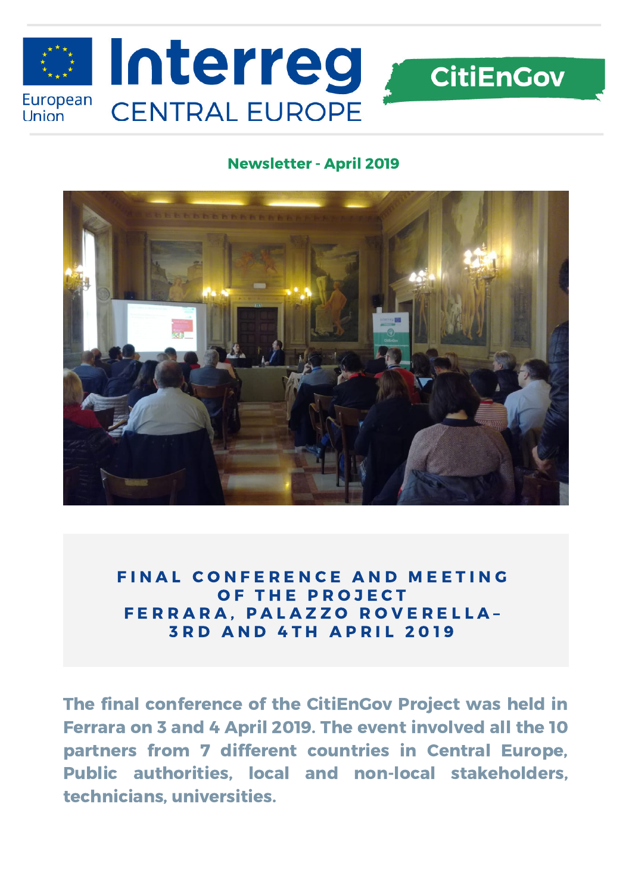European Union

# Interreg CENTRAL EUROPE

**CitiEnGov**

## Newsletter - April 2019

### FINAL CONFERENCE AND MEETING OF THE PROJECT FERRARA, PALAZZO ROVERELLA– 3RD AND 4TH APRIL 2019

**The final conference of the CitiEnGov Project was held in Ferrara on 3 and 4 April 2019. The event involved all the 10 partners from 7 different countries in Central Europe, Public authorities, local and non-local stakeholders, technicians, universities.**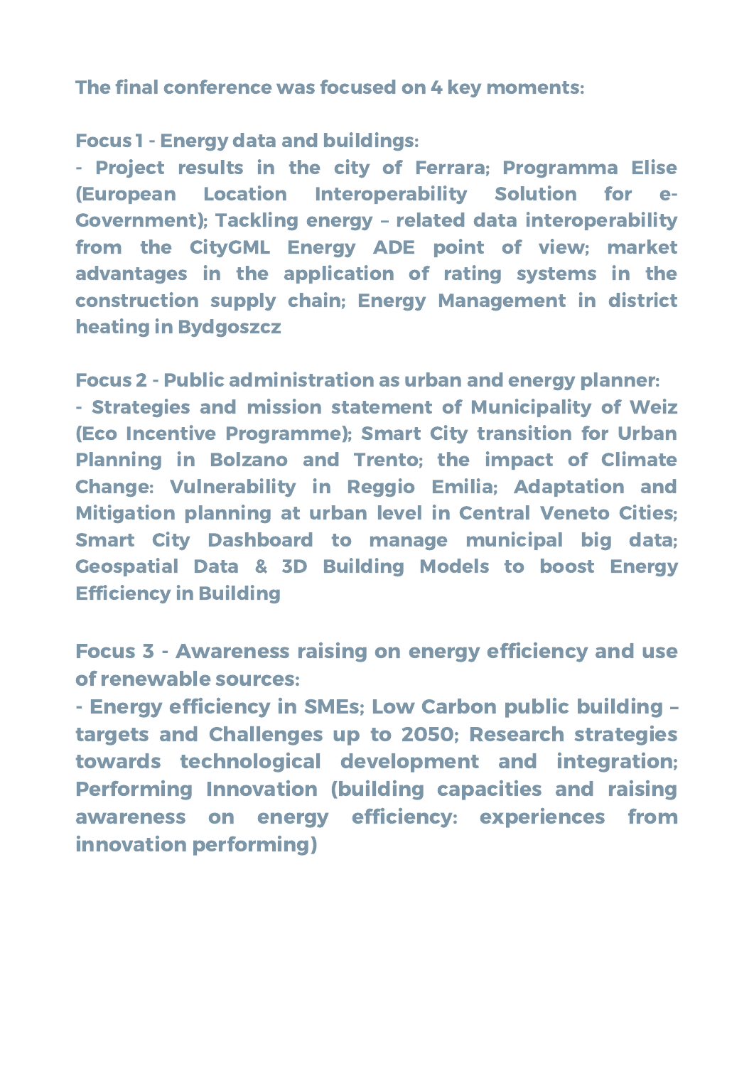**The final conference was focused on 4 key moments:**

**Focus 1 - Energy data and buildings:**

**- Project results in the city of Ferrara; Programma Elise (European Location Interoperability Solution for e-Government); Tackling energy – related data interoperability from the CityGML Energy ADE point of view; market advantages in the application of rating systems in the construction supply chain; Energy Management in district heating in Bydgoszcz**

**Focus 2 - Public administration as urban and energy planner:**

**- Strategies and mission statement of Municipality of Weiz (Eco Incentive Programme); Smart City transition for Urban Planning in Bolzano and Trento; the impact of Climate Change: Vulnerability in Reggio Emilia; Adaptation and Mitigation planning at urban level in Central Veneto Cities; Smart City Dashboard to manage municipal big data; Geospatial Data & 3D Building Models to boost Energy Efficiency in Building**

**Focus 3 - Awareness raising on energy efficiency and use of renewable sources:**

**- Energy efficiency in SMEs; Low Carbon public building – targets and Challenges up to 2050; Research strategies towards technological development and integration; Performing Innovation (building capacities and raising awareness on energy efficiency: experiences from innovation performing)**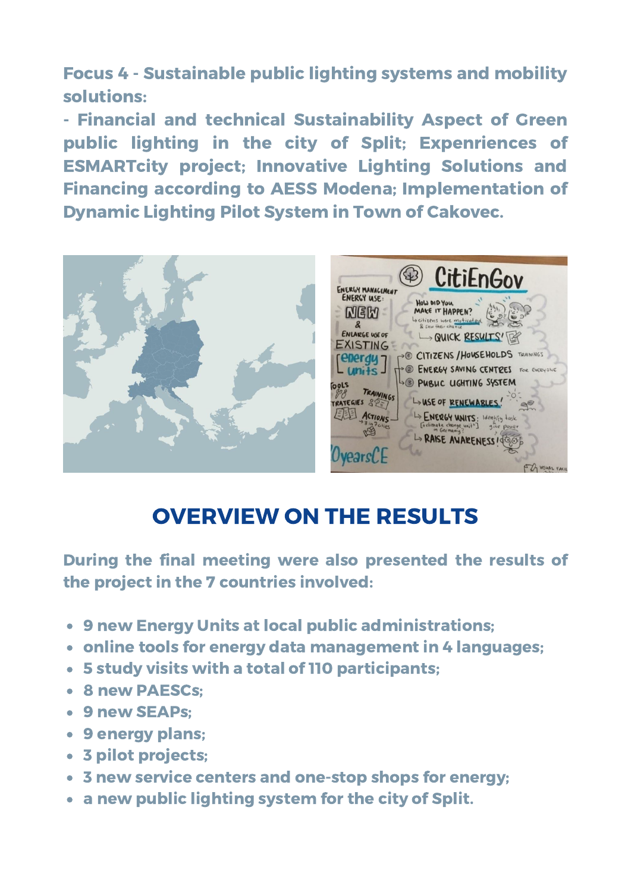**Focus 4 - Sustainable public lighting systems and mobility solutions:**

**- Financial and technical Sustainability Aspect of Green public lighting in the city of Split; Expenriences of ESMARTcity project; Innovative Lighting Solutions and Financing according to AESS Modena; Implementation of Dynamic Lighting Pilot System in Town of Cakovec.**

## OVERVIEW ON THE RESULTS

**During the final meeting were also presented the results of the project in the 7 countries involved:**

- **9 new Energy Units at local public administrations;**
- **online tools for energy data management in 4 languages;**
- **5 study visits with a total of 110 participants;**
- **8 new PAESCs;**
- **9 new SEAPs;**
- **9 energy plans;**
- **3 pilot projects;**
- **3 new service centers and one-stop shops for energy;**
- **a new public lighting system for the city of Split.**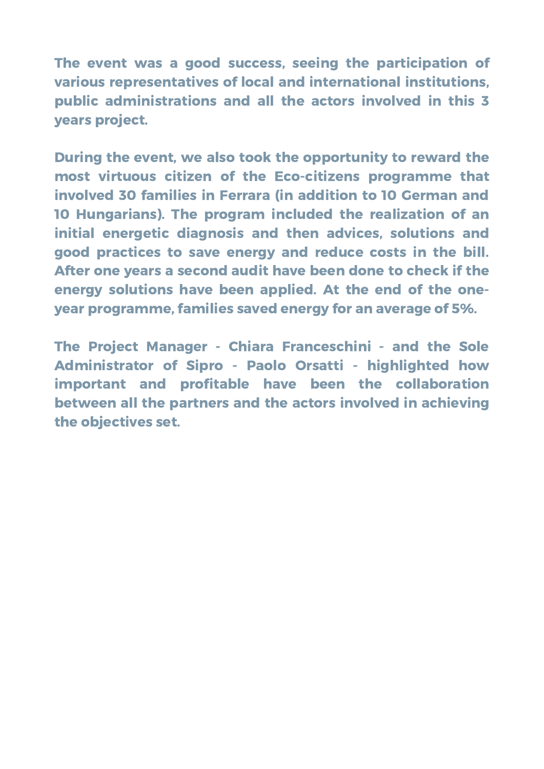**The event was a good success, seeing the participation of various representatives of local and international institutions, public administrations and all the actors involved in this 3 years project.**

**During the event, we also took the opportunity to reward the most virtuous citizen of the Eco-citizens programme that involved 30 families in Ferrara (in addition to 10 German and 10 Hungarians). The program included the realization of an initial energetic diagnosis and then advices, solutions and good practices to save energy and reduce costs in the bill. After one years a second audit have been done to check if the energy solutions have been applied. At the end of the one-year programme, families saved energy for an average of 5%.**

**The Project Manager - Chiara Franceschini - and the Sole Administrator of Sipro - Paolo Orsatti - highlighted how important and profitable have been the collaboration between all the partners and the actors involved in achieving the objectives set.**